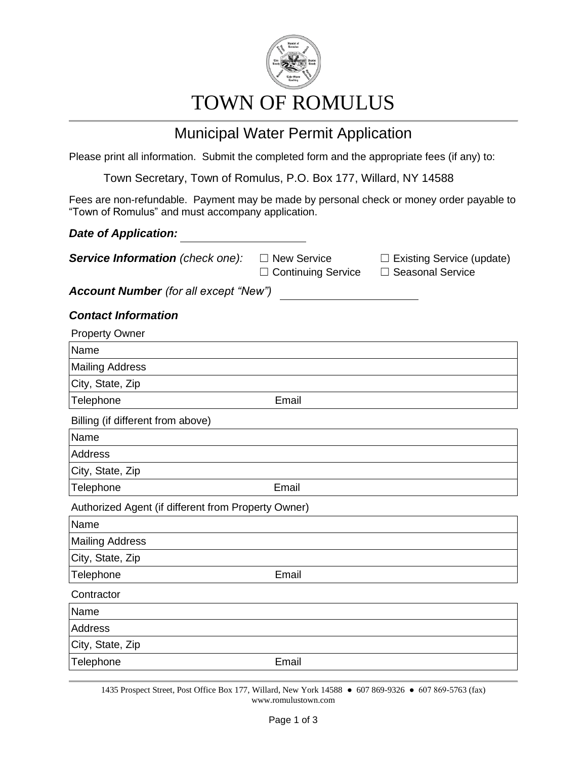# TOWN OF ROMULUS

## Municipal Water Permit Application

Please print all information. Submit the completed form and the appropriate fees (if any) to:

Town Secretary, Town of Romulus, P.O. Box 177, Willard, NY 14588

Fees are non-refundable. Payment may be made by personal check or money order payable to "Town of Romulus" and must accompany application.

***Date of Application:*** ____________________

***Service Information*** *(check one)*: ☐ New Service ☐ Existing Service (update) ☐ Continuing Service ☐ Seasonal Service

***Account Number*** *(for all except "New")* ____________________

### *Contact Information*

Property Owner

| Name | |
|---|---|
| Mailing Address | |
| City, State, Zip | |
| Telephone | Email |

Billing (if different from above)

| Name | |
|---|---|
| Address | |
| City, State, Zip | |
| Telephone | Email |

Authorized Agent (if different from Property Owner)

| Name | |
|---|---|
| Mailing Address | |
| City, State, Zip | |
| Telephone | Email |

Contractor

| Name | |
|---|---|
| Address | |
| City, State, Zip | |
| Telephone | Email |

1435 Prospect Street, Post Office Box 177, Willard, New York 14588 ● 607 869-9326 ● 607 869-5763 (fax)
www.romulustown.com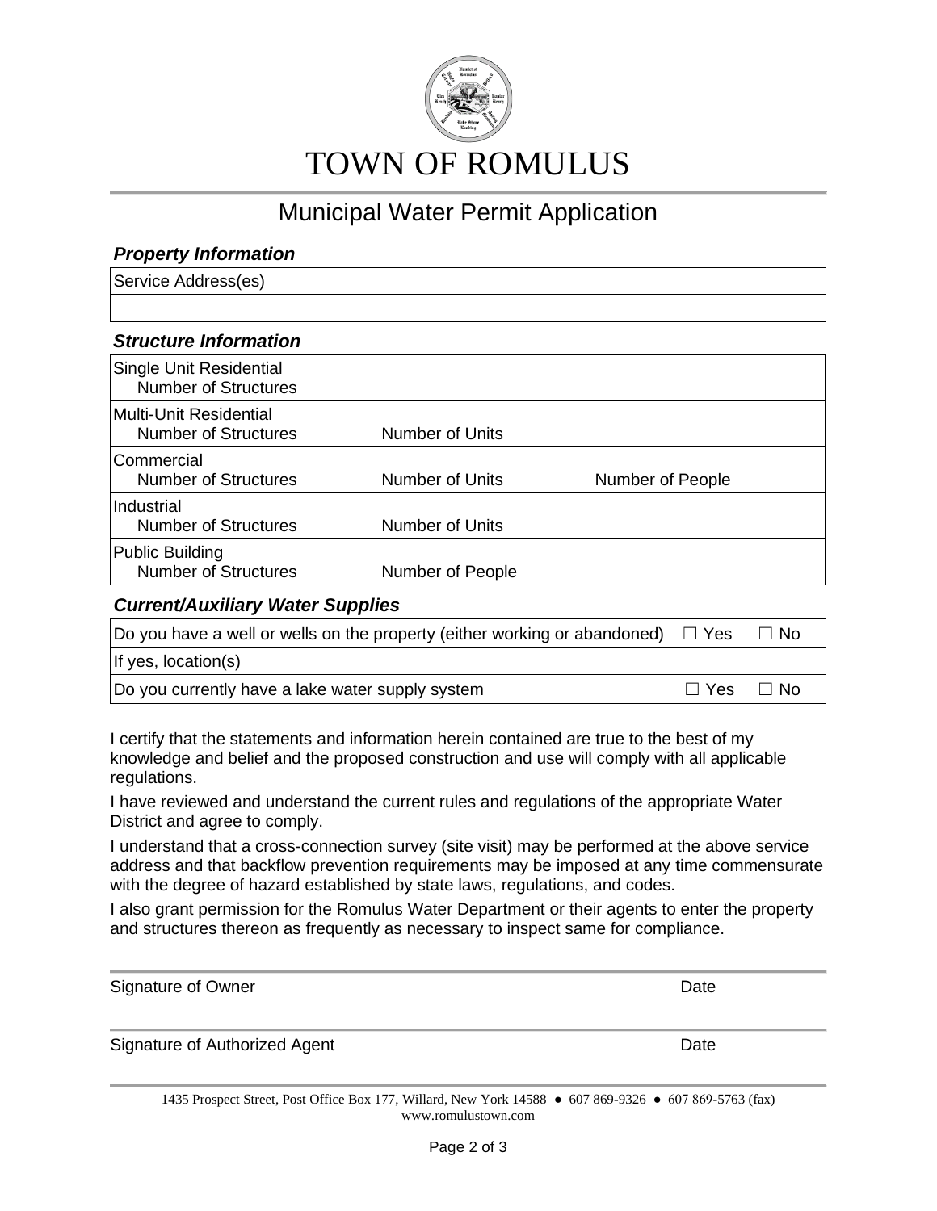# TOWN OF ROMULUS

## Municipal Water Permit Application

### *Property Information*

| Service Address(es) |
|---|
| |

### *Structure Information*

| | | |
|---|---|---|
| Single Unit Residential<br>Number of Structures | | |
| Multi-Unit Residential<br>Number of Structures | Number of Units | |
| Commercial<br>Number of Structures | Number of Units | Number of People |
| Industrial<br>Number of Structures | Number of Units | |
| Public Building<br>Number of Structures | Number of People | |

### *Current/Auxiliary Water Supplies*

| | | |
|---|---|---|
| Do you have a well or wells on the property (either working or abandoned) | ☐ Yes | ☐ No |
| If yes, location(s) | | |
| Do you currently have a lake water supply system | ☐ Yes | ☐ No |

I certify that the statements and information herein contained are true to the best of my knowledge and belief and the proposed construction and use will comply with all applicable regulations.

I have reviewed and understand the current rules and regulations of the appropriate Water District and agree to comply.

I understand that a cross-connection survey (site visit) may be performed at the above service address and that backflow prevention requirements may be imposed at any time commensurate with the degree of hazard established by state laws, regulations, and codes.

I also grant permission for the Romulus Water Department or their agents to enter the property and structures thereon as frequently as necessary to inspect same for compliance.

---

Signature of Owner — Date

---

Signature of Authorized Agent — Date

---

1435 Prospect Street, Post Office Box 177, Willard, New York 14588 ● 607 869-9326 ● 607 869-5763 (fax)
www.romulustown.com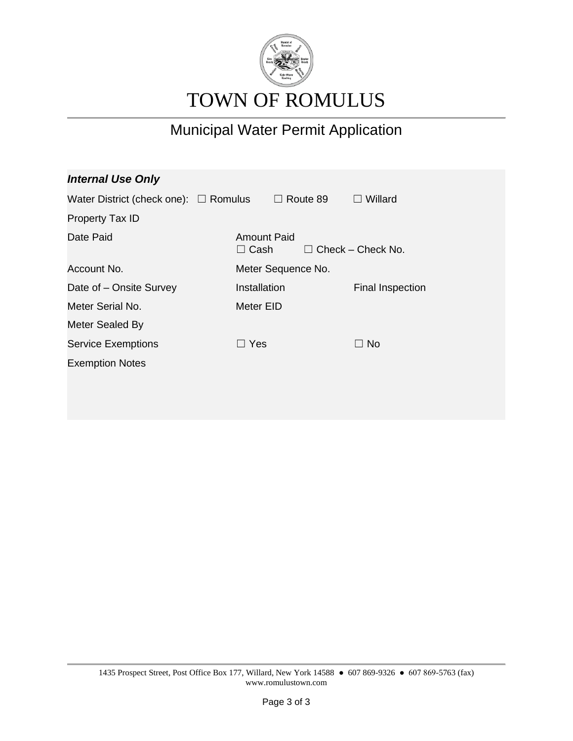# TOWN OF ROMULUS

## Municipal Water Permit Application

***Internal Use Only***

Water District (check one): ☐ Romulus ☐ Route 89 ☐ Willard

Property Tax ID

| | | |
|---|---|---|
| Date Paid | Amount Paid<br>☐ Cash | ☐ Check – Check No. |
| Account No. | Meter Sequence No. | |
| Date of – Onsite Survey | Installation | Final Inspection |
| Meter Serial No. | Meter EID | |
| Meter Sealed By | | |
| Service Exemptions | ☐ Yes | ☐ No |

Exemption Notes

1435 Prospect Street, Post Office Box 177, Willard, New York 14588 ● 607 869-9326 ● 607 869-5763 (fax)
www.romulustown.com